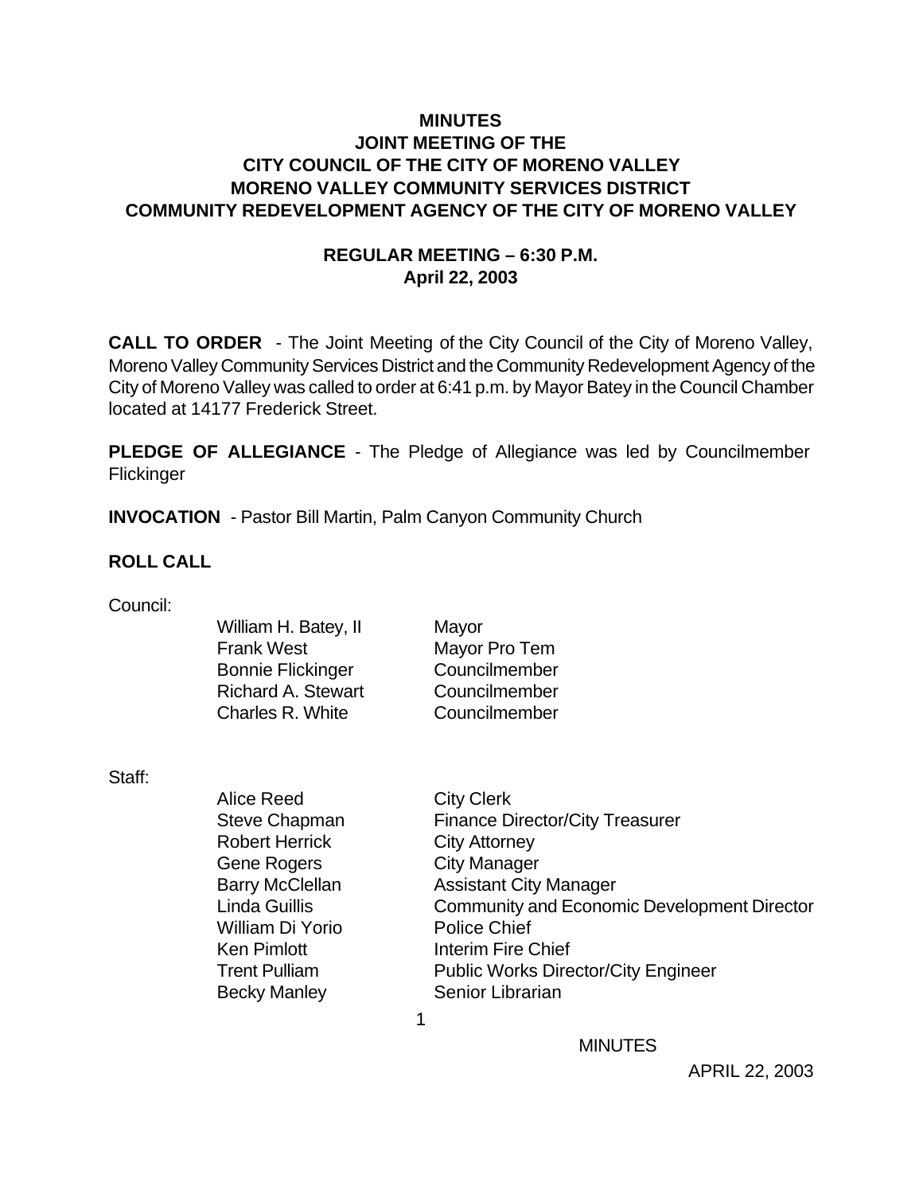# MINUTES
# JOINT MEETING OF THE
# CITY COUNCIL OF THE CITY OF MORENO VALLEY
# MORENO VALLEY COMMUNITY SERVICES DISTRICT
# COMMUNITY REDEVELOPMENT AGENCY OF THE CITY OF MORENO VALLEY

## REGULAR MEETING – 6:30 P.M.
## April 22, 2003

**CALL TO ORDER** - The Joint Meeting of the City Council of the City of Moreno Valley, Moreno Valley Community Services District and the Community Redevelopment Agency of the City of Moreno Valley was called to order at 6:41 p.m. by Mayor Batey in the Council Chamber located at 14177 Frederick Street.

**PLEDGE OF ALLEGIANCE** - The Pledge of Allegiance was led by Councilmember Flickinger

**INVOCATION** - Pastor Bill Martin, Palm Canyon Community Church

**ROLL CALL**

Council:

| | |
|---|---|
| William H. Batey, II | Mayor |
| Frank West | Mayor Pro Tem |
| Bonnie Flickinger | Councilmember |
| Richard A. Stewart | Councilmember |
| Charles R. White | Councilmember |

Staff:

| | |
|---|---|
| Alice Reed | City Clerk |
| Steve Chapman | Finance Director/City Treasurer |
| Robert Herrick | City Attorney |
| Gene Rogers | City Manager |
| Barry McClellan | Assistant City Manager |
| Linda Guillis | Community and Economic Development Director |
| William Di Yorio | Police Chief |
| Ken Pimlott | Interim Fire Chief |
| Trent Pulliam | Public Works Director/City Engineer |
| Becky Manley | Senior Librarian |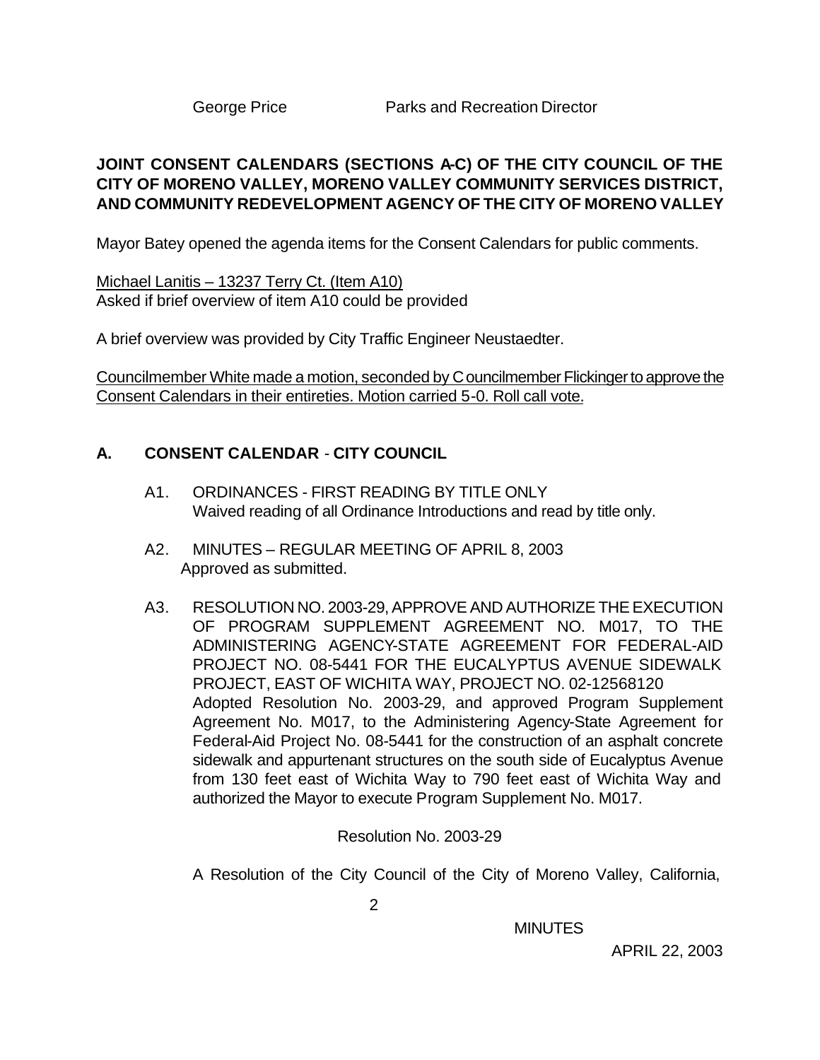George Price Parks and Recreation Director

**JOINT CONSENT CALENDARS (SECTIONS A-C) OF THE CITY COUNCIL OF THE CITY OF MORENO VALLEY, MORENO VALLEY COMMUNITY SERVICES DISTRICT, AND COMMUNITY REDEVELOPMENT AGENCY OF THE CITY OF MORENO VALLEY**

Mayor Batey opened the agenda items for the Consent Calendars for public comments.

Michael Lanitis – 13237 Terry Ct. (Item A10)
Asked if brief overview of item A10 could be provided

A brief overview was provided by City Traffic Engineer Neustaedter.

Councilmember White made a motion, seconded by Councilmember Flickinger to approve the Consent Calendars in their entireties. Motion carried 5-0. Roll call vote.

## A. CONSENT CALENDAR - CITY COUNCIL

A1. ORDINANCES - FIRST READING BY TITLE ONLY
Waived reading of all Ordinance Introductions and read by title only.

A2. MINUTES – REGULAR MEETING OF APRIL 8, 2003
Approved as submitted.

A3. RESOLUTION NO. 2003-29, APPROVE AND AUTHORIZE THE EXECUTION OF PROGRAM SUPPLEMENT AGREEMENT NO. M017, TO THE ADMINISTERING AGENCY-STATE AGREEMENT FOR FEDERAL-AID PROJECT NO. 08-5441 FOR THE EUCALYPTUS AVENUE SIDEWALK PROJECT, EAST OF WICHITA WAY, PROJECT NO. 02-12568120
Adopted Resolution No. 2003-29, and approved Program Supplement Agreement No. M017, to the Administering Agency-State Agreement for Federal-Aid Project No. 08-5441 for the construction of an asphalt concrete sidewalk and appurtenant structures on the south side of Eucalyptus Avenue from 130 feet east of Wichita Way to 790 feet east of Wichita Way and authorized the Mayor to execute Program Supplement No. M017.

Resolution No. 2003-29

A Resolution of the City Council of the City of Moreno Valley, California,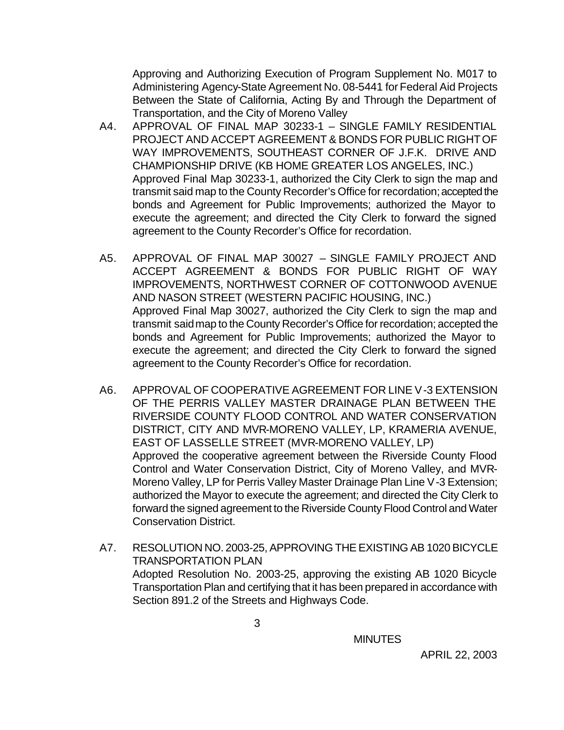Approving and Authorizing Execution of Program Supplement No. M017 to Administering Agency-State Agreement No. 08-5441 for Federal Aid Projects Between the State of California, Acting By and Through the Department of Transportation, and the City of Moreno Valley

A4. APPROVAL OF FINAL MAP 30233-1 – SINGLE FAMILY RESIDENTIAL PROJECT AND ACCEPT AGREEMENT & BONDS FOR PUBLIC RIGHT OF WAY IMPROVEMENTS, SOUTHEAST CORNER OF J.F.K. DRIVE AND CHAMPIONSHIP DRIVE (KB HOME GREATER LOS ANGELES, INC.)
Approved Final Map 30233-1, authorized the City Clerk to sign the map and transmit said map to the County Recorder's Office for recordation; accepted the bonds and Agreement for Public Improvements; authorized the Mayor to execute the agreement; and directed the City Clerk to forward the signed agreement to the County Recorder's Office for recordation.

A5. APPROVAL OF FINAL MAP 30027 – SINGLE FAMILY PROJECT AND ACCEPT AGREEMENT & BONDS FOR PUBLIC RIGHT OF WAY IMPROVEMENTS, NORTHWEST CORNER OF COTTONWOOD AVENUE AND NASON STREET (WESTERN PACIFIC HOUSING, INC.)
Approved Final Map 30027, authorized the City Clerk to sign the map and transmit said map to the County Recorder's Office for recordation; accepted the bonds and Agreement for Public Improvements; authorized the Mayor to execute the agreement; and directed the City Clerk to forward the signed agreement to the County Recorder's Office for recordation.

A6. APPROVAL OF COOPERATIVE AGREEMENT FOR LINE V-3 EXTENSION OF THE PERRIS VALLEY MASTER DRAINAGE PLAN BETWEEN THE RIVERSIDE COUNTY FLOOD CONTROL AND WATER CONSERVATION DISTRICT, CITY AND MVR-MORENO VALLEY, LP, KRAMERIA AVENUE, EAST OF LASSELLE STREET (MVR-MORENO VALLEY, LP)
Approved the cooperative agreement between the Riverside County Flood Control and Water Conservation District, City of Moreno Valley, and MVR-Moreno Valley, LP for Perris Valley Master Drainage Plan Line V-3 Extension; authorized the Mayor to execute the agreement; and directed the City Clerk to forward the signed agreement to the Riverside County Flood Control and Water Conservation District.

A7. RESOLUTION NO. 2003-25, APPROVING THE EXISTING AB 1020 BICYCLE TRANSPORTATION PLAN
Adopted Resolution No. 2003-25, approving the existing AB 1020 Bicycle Transportation Plan and certifying that it has been prepared in accordance with Section 891.2 of the Streets and Highways Code.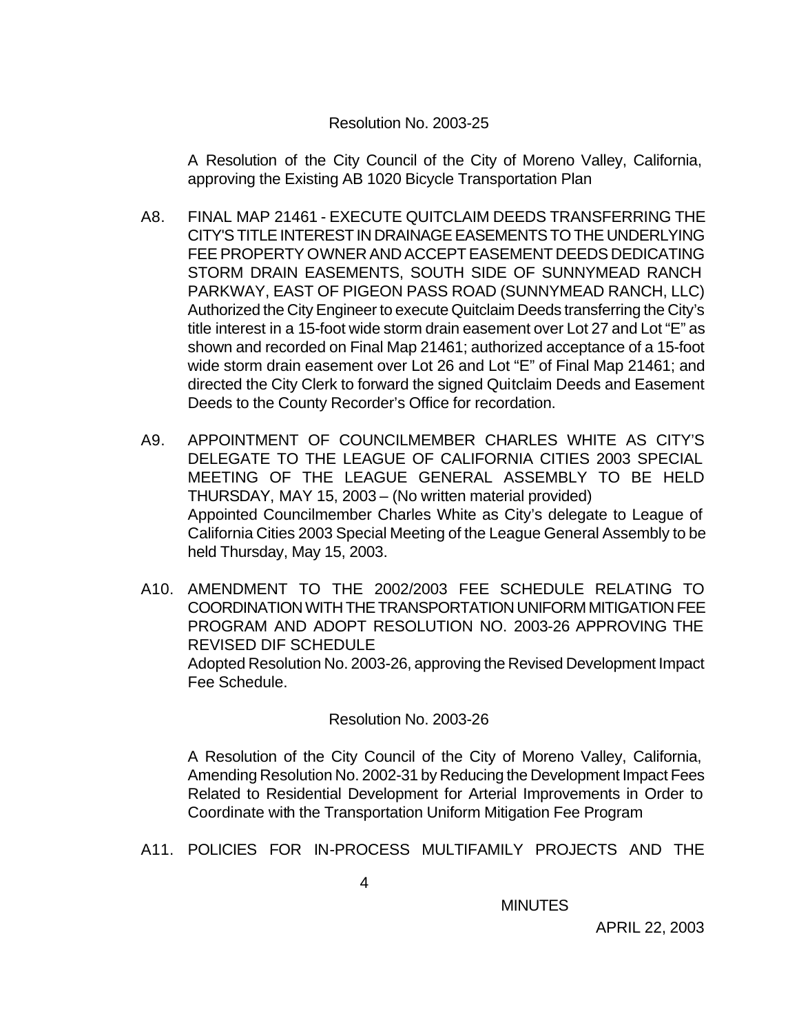Resolution No. 2003-25

A Resolution of the City Council of the City of Moreno Valley, California, approving the Existing AB 1020 Bicycle Transportation Plan

A8. FINAL MAP 21461 - EXECUTE QUITCLAIM DEEDS TRANSFERRING THE CITY'S TITLE INTEREST IN DRAINAGE EASEMENTS TO THE UNDERLYING FEE PROPERTY OWNER AND ACCEPT EASEMENT DEEDS DEDICATING STORM DRAIN EASEMENTS, SOUTH SIDE OF SUNNYMEAD RANCH PARKWAY, EAST OF PIGEON PASS ROAD (SUNNYMEAD RANCH, LLC)
Authorized the City Engineer to execute Quitclaim Deeds transferring the City's title interest in a 15-foot wide storm drain easement over Lot 27 and Lot "E" as shown and recorded on Final Map 21461; authorized acceptance of a 15-foot wide storm drain easement over Lot 26 and Lot "E" of Final Map 21461; and directed the City Clerk to forward the signed Quitclaim Deeds and Easement Deeds to the County Recorder's Office for recordation.

A9. APPOINTMENT OF COUNCILMEMBER CHARLES WHITE AS CITY'S DELEGATE TO THE LEAGUE OF CALIFORNIA CITIES 2003 SPECIAL MEETING OF THE LEAGUE GENERAL ASSEMBLY TO BE HELD THURSDAY, MAY 15, 2003 – (No written material provided)
Appointed Councilmember Charles White as City's delegate to League of California Cities 2003 Special Meeting of the League General Assembly to be held Thursday, May 15, 2003.

A10. AMENDMENT TO THE 2002/2003 FEE SCHEDULE RELATING TO COORDINATION WITH THE TRANSPORTATION UNIFORM MITIGATION FEE PROGRAM AND ADOPT RESOLUTION NO. 2003-26 APPROVING THE REVISED DIF SCHEDULE
Adopted Resolution No. 2003-26, approving the Revised Development Impact Fee Schedule.

Resolution No. 2003-26

A Resolution of the City Council of the City of Moreno Valley, California, Amending Resolution No. 2002-31 by Reducing the Development Impact Fees Related to Residential Development for Arterial Improvements in Order to Coordinate with the Transportation Uniform Mitigation Fee Program

A11. POLICIES FOR IN-PROCESS MULTIFAMILY PROJECTS AND THE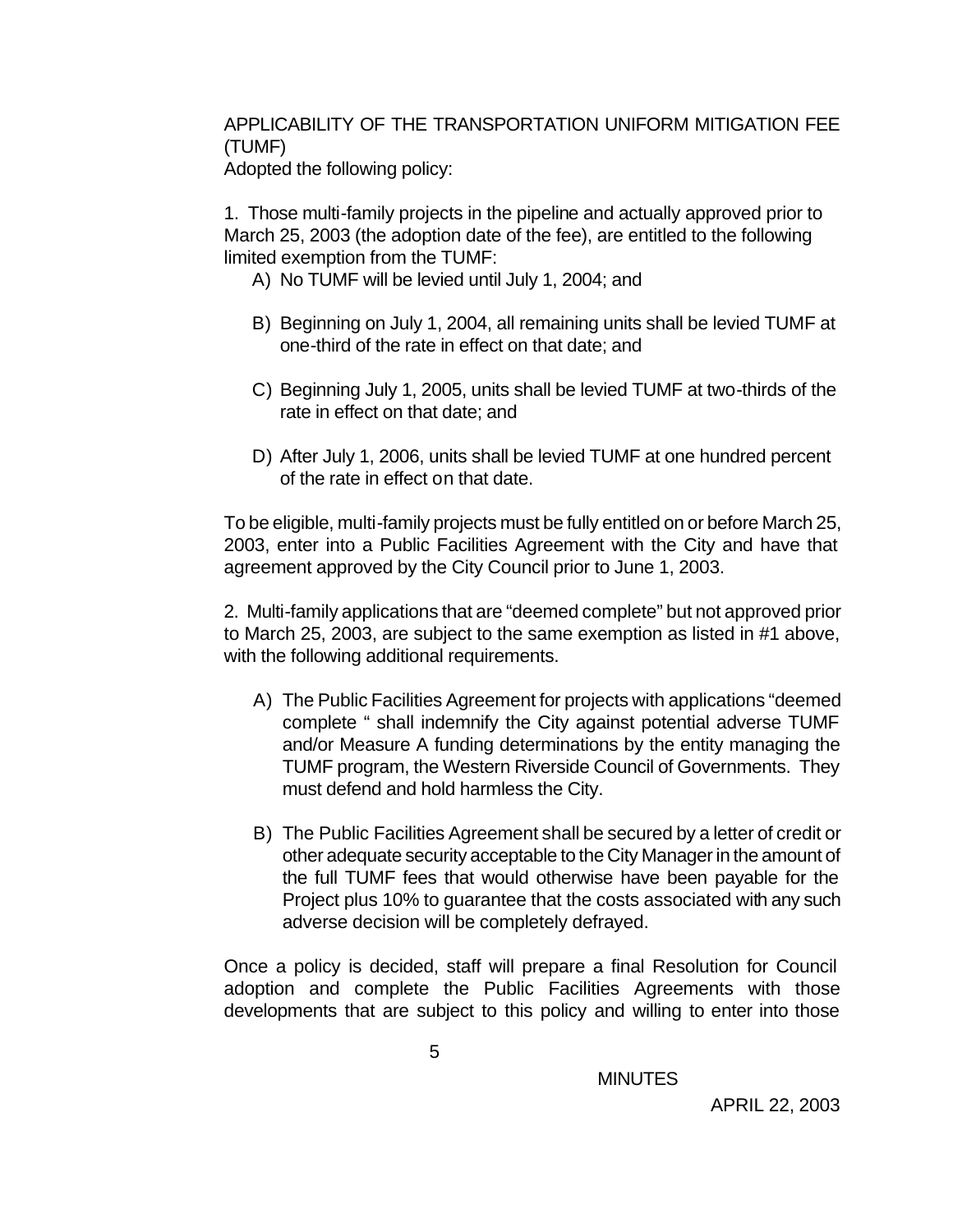APPLICABILITY OF THE TRANSPORTATION UNIFORM MITIGATION FEE (TUMF)

Adopted the following policy:

1. Those multi-family projects in the pipeline and actually approved prior to March 25, 2003 (the adoption date of the fee), are entitled to the following limited exemption from the TUMF:

   A) No TUMF will be levied until July 1, 2004; and

   B) Beginning on July 1, 2004, all remaining units shall be levied TUMF at one-third of the rate in effect on that date; and

   C) Beginning July 1, 2005, units shall be levied TUMF at two-thirds of the rate in effect on that date; and

   D) After July 1, 2006, units shall be levied TUMF at one hundred percent of the rate in effect on that date.

To be eligible, multi-family projects must be fully entitled on or before March 25, 2003, enter into a Public Facilities Agreement with the City and have that agreement approved by the City Council prior to June 1, 2003.

2. Multi-family applications that are "deemed complete" but not approved prior to March 25, 2003, are subject to the same exemption as listed in #1 above, with the following additional requirements.

   A) The Public Facilities Agreement for projects with applications "deemed complete " shall indemnify the City against potential adverse TUMF and/or Measure A funding determinations by the entity managing the TUMF program, the Western Riverside Council of Governments. They must defend and hold harmless the City.

   B) The Public Facilities Agreement shall be secured by a letter of credit or other adequate security acceptable to the City Manager in the amount of the full TUMF fees that would otherwise have been payable for the Project plus 10% to guarantee that the costs associated with any such adverse decision will be completely defrayed.

Once a policy is decided, staff will prepare a final Resolution for Council adoption and complete the Public Facilities Agreements with those developments that are subject to this policy and willing to enter into those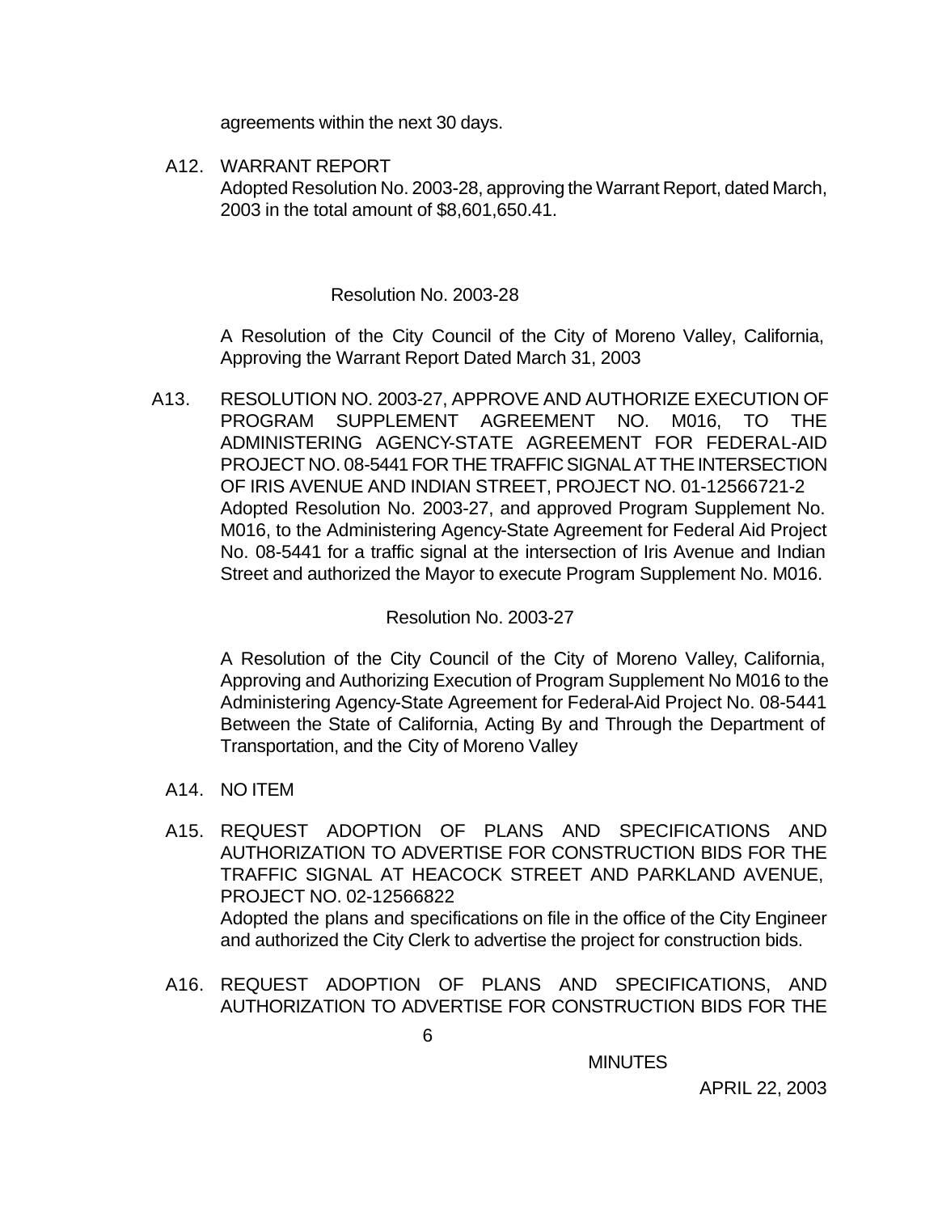agreements within the next 30 days.

A12. WARRANT REPORT
Adopted Resolution No. 2003-28, approving the Warrant Report, dated March, 2003 in the total amount of $8,601,650.41.

Resolution No. 2003-28

A Resolution of the City Council of the City of Moreno Valley, California, Approving the Warrant Report Dated March 31, 2003

A13. RESOLUTION NO. 2003-27, APPROVE AND AUTHORIZE EXECUTION OF PROGRAM SUPPLEMENT AGREEMENT NO. M016, TO THE ADMINISTERING AGENCY-STATE AGREEMENT FOR FEDERAL-AID PROJECT NO. 08-5441 FOR THE TRAFFIC SIGNAL AT THE INTERSECTION OF IRIS AVENUE AND INDIAN STREET, PROJECT NO. 01-12566721-2
Adopted Resolution No. 2003-27, and approved Program Supplement No. M016, to the Administering Agency-State Agreement for Federal Aid Project No. 08-5441 for a traffic signal at the intersection of Iris Avenue and Indian Street and authorized the Mayor to execute Program Supplement No. M016.

Resolution No. 2003-27

A Resolution of the City Council of the City of Moreno Valley, California, Approving and Authorizing Execution of Program Supplement No M016 to the Administering Agency-State Agreement for Federal-Aid Project No. 08-5441 Between the State of California, Acting By and Through the Department of Transportation, and the City of Moreno Valley

A14. NO ITEM

A15. REQUEST ADOPTION OF PLANS AND SPECIFICATIONS AND AUTHORIZATION TO ADVERTISE FOR CONSTRUCTION BIDS FOR THE TRAFFIC SIGNAL AT HEACOCK STREET AND PARKLAND AVENUE, PROJECT NO. 02-12566822
Adopted the plans and specifications on file in the office of the City Engineer and authorized the City Clerk to advertise the project for construction bids.

A16. REQUEST ADOPTION OF PLANS AND SPECIFICATIONS, AND AUTHORIZATION TO ADVERTISE FOR CONSTRUCTION BIDS FOR THE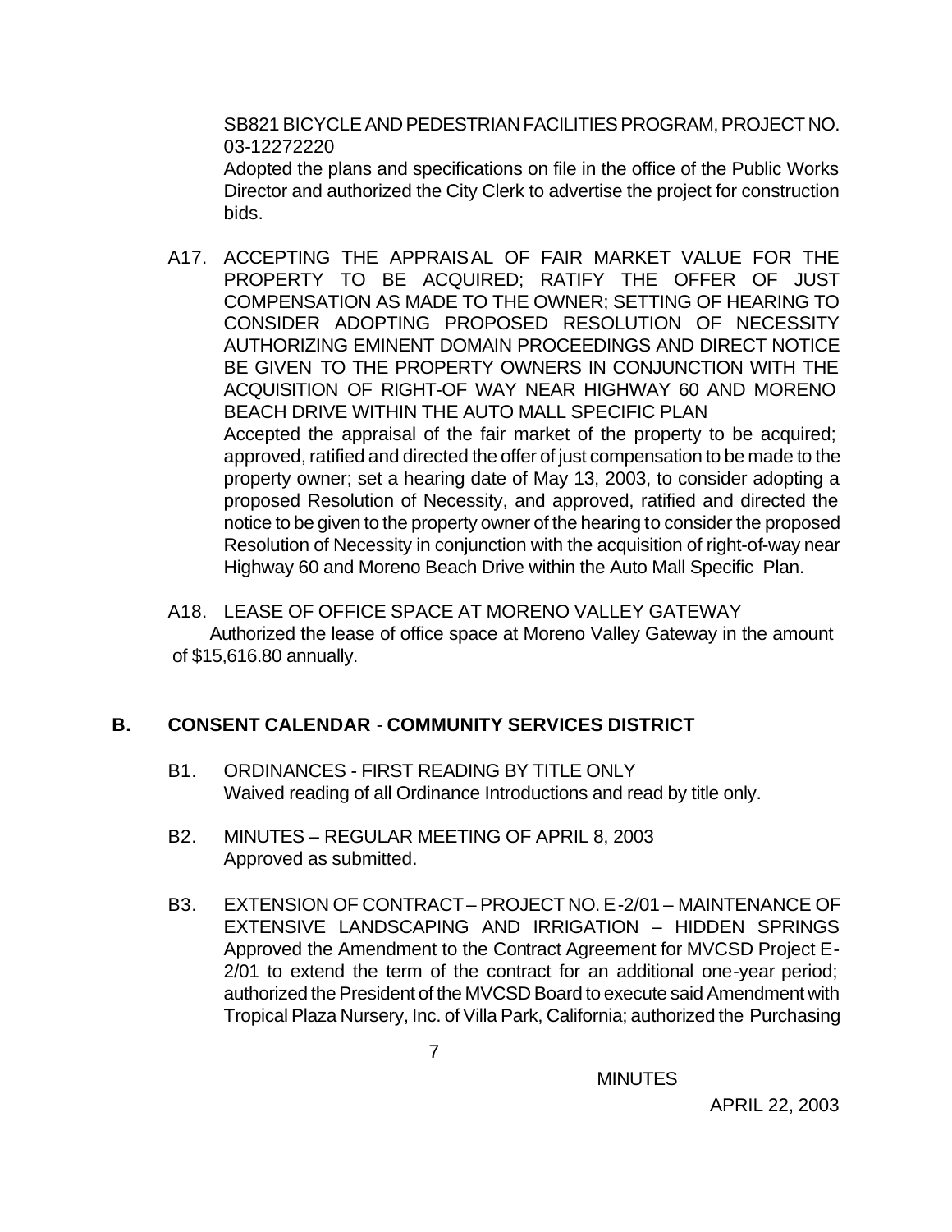SB821 BICYCLE AND PEDESTRIAN FACILITIES PROGRAM, PROJECT NO. 03-12272220

Adopted the plans and specifications on file in the office of the Public Works Director and authorized the City Clerk to advertise the project for construction bids.

A17. ACCEPTING THE APPRAISAL OF FAIR MARKET VALUE FOR THE PROPERTY TO BE ACQUIRED; RATIFY THE OFFER OF JUST COMPENSATION AS MADE TO THE OWNER; SETTING OF HEARING TO CONSIDER ADOPTING PROPOSED RESOLUTION OF NECESSITY AUTHORIZING EMINENT DOMAIN PROCEEDINGS AND DIRECT NOTICE BE GIVEN TO THE PROPERTY OWNERS IN CONJUNCTION WITH THE ACQUISITION OF RIGHT-OF WAY NEAR HIGHWAY 60 AND MORENO BEACH DRIVE WITHIN THE AUTO MALL SPECIFIC PLAN

Accepted the appraisal of the fair market of the property to be acquired; approved, ratified and directed the offer of just compensation to be made to the property owner; set a hearing date of May 13, 2003, to consider adopting a proposed Resolution of Necessity, and approved, ratified and directed the notice to be given to the property owner of the hearing to consider the proposed Resolution of Necessity in conjunction with the acquisition of right-of-way near Highway 60 and Moreno Beach Drive within the Auto Mall Specific Plan.

A18. LEASE OF OFFICE SPACE AT MORENO VALLEY GATEWAY

Authorized the lease of office space at Moreno Valley Gateway in the amount of $15,616.80 annually.

## B. CONSENT CALENDAR - COMMUNITY SERVICES DISTRICT

B1. ORDINANCES - FIRST READING BY TITLE ONLY

Waived reading of all Ordinance Introductions and read by title only.

B2. MINUTES – REGULAR MEETING OF APRIL 8, 2003

Approved as submitted.

B3. EXTENSION OF CONTRACT – PROJECT NO. E-2/01 – MAINTENANCE OF EXTENSIVE LANDSCAPING AND IRRIGATION – HIDDEN SPRINGS

Approved the Amendment to the Contract Agreement for MVCSD Project E-2/01 to extend the term of the contract for an additional one-year period; authorized the President of the MVCSD Board to execute said Amendment with Tropical Plaza Nursery, Inc. of Villa Park, California; authorized the Purchasing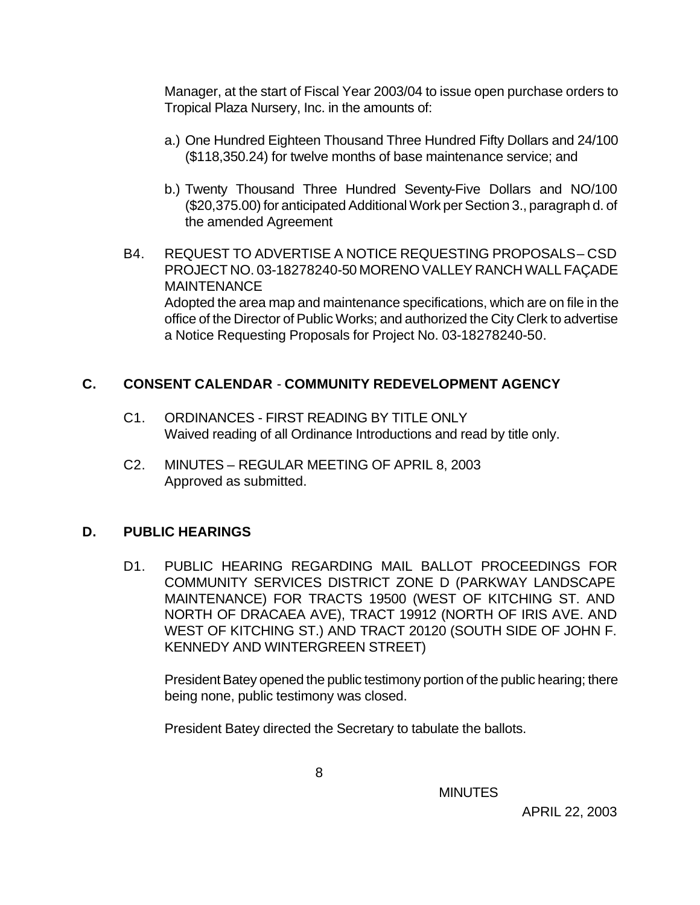Manager, at the start of Fiscal Year 2003/04 to issue open purchase orders to Tropical Plaza Nursery, Inc. in the amounts of:

a.) One Hundred Eighteen Thousand Three Hundred Fifty Dollars and 24/100 ($118,350.24) for twelve months of base maintenance service; and

b.) Twenty Thousand Three Hundred Seventy-Five Dollars and NO/100 ($20,375.00) for anticipated Additional Work per Section 3., paragraph d. of the amended Agreement

B4. REQUEST TO ADVERTISE A NOTICE REQUESTING PROPOSALS – CSD PROJECT NO. 03-18278240-50 MORENO VALLEY RANCH WALL FAÇADE MAINTENANCE
Adopted the area map and maintenance specifications, which are on file in the office of the Director of Public Works; and authorized the City Clerk to advertise a Notice Requesting Proposals for Project No. 03-18278240-50.

## C. CONSENT CALENDAR - COMMUNITY REDEVELOPMENT AGENCY

C1. ORDINANCES - FIRST READING BY TITLE ONLY
Waived reading of all Ordinance Introductions and read by title only.

C2. MINUTES – REGULAR MEETING OF APRIL 8, 2003
Approved as submitted.

## D. PUBLIC HEARINGS

D1. PUBLIC HEARING REGARDING MAIL BALLOT PROCEEDINGS FOR COMMUNITY SERVICES DISTRICT ZONE D (PARKWAY LANDSCAPE MAINTENANCE) FOR TRACTS 19500 (WEST OF KITCHING ST. AND NORTH OF DRACAEA AVE), TRACT 19912 (NORTH OF IRIS AVE. AND WEST OF KITCHING ST.) AND TRACT 20120 (SOUTH SIDE OF JOHN F. KENNEDY AND WINTERGREEN STREET)

President Batey opened the public testimony portion of the public hearing; there being none, public testimony was closed.

President Batey directed the Secretary to tabulate the ballots.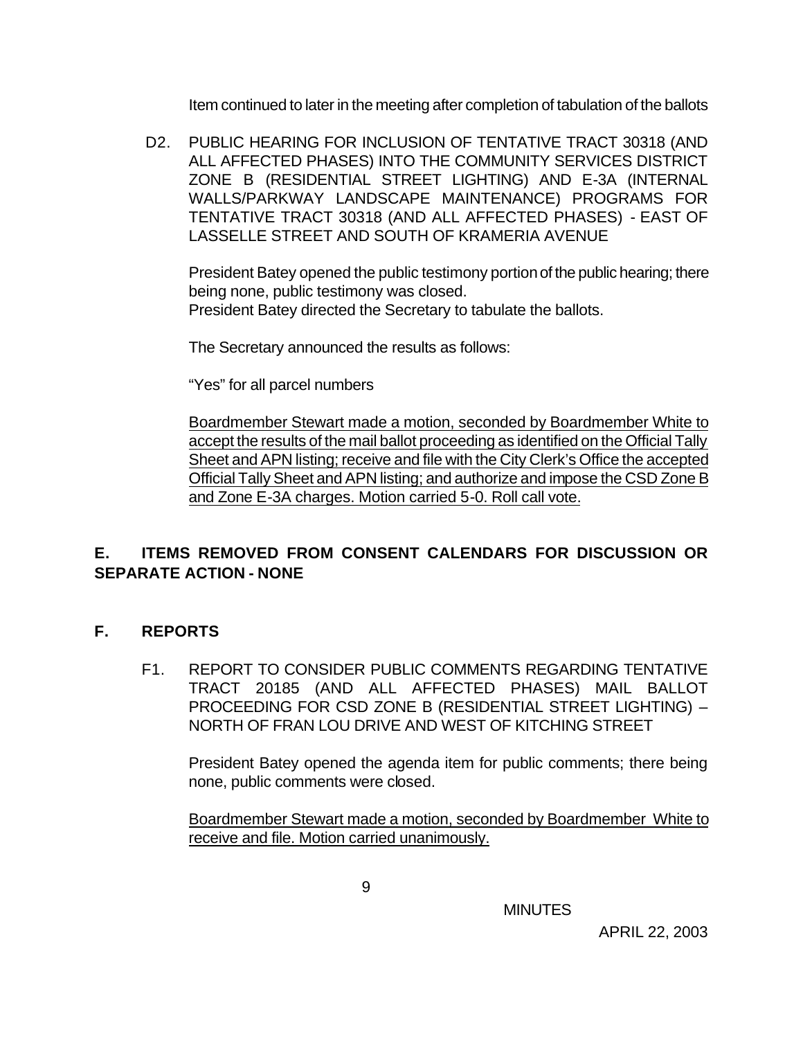Item continued to later in the meeting after completion of tabulation of the ballots

D2. PUBLIC HEARING FOR INCLUSION OF TENTATIVE TRACT 30318 (AND ALL AFFECTED PHASES) INTO THE COMMUNITY SERVICES DISTRICT ZONE B (RESIDENTIAL STREET LIGHTING) AND E-3A (INTERNAL WALLS/PARKWAY LANDSCAPE MAINTENANCE) PROGRAMS FOR TENTATIVE TRACT 30318 (AND ALL AFFECTED PHASES) - EAST OF LASSELLE STREET AND SOUTH OF KRAMERIA AVENUE

President Batey opened the public testimony portion of the public hearing; there being none, public testimony was closed.
President Batey directed the Secretary to tabulate the ballots.

The Secretary announced the results as follows:

"Yes" for all parcel numbers

Boardmember Stewart made a motion, seconded by Boardmember White to accept the results of the mail ballot proceeding as identified on the Official Tally Sheet and APN listing; receive and file with the City Clerk's Office the accepted Official Tally Sheet and APN listing; and authorize and impose the CSD Zone B and Zone E-3A charges. Motion carried 5-0. Roll call vote.

## E. ITEMS REMOVED FROM CONSENT CALENDARS FOR DISCUSSION OR SEPARATE ACTION - NONE

## F. REPORTS

F1. REPORT TO CONSIDER PUBLIC COMMENTS REGARDING TENTATIVE TRACT 20185 (AND ALL AFFECTED PHASES) MAIL BALLOT PROCEEDING FOR CSD ZONE B (RESIDENTIAL STREET LIGHTING) – NORTH OF FRAN LOU DRIVE AND WEST OF KITCHING STREET

President Batey opened the agenda item for public comments; there being none, public comments were closed.

Boardmember Stewart made a motion, seconded by Boardmember White to receive and file. Motion carried unanimously.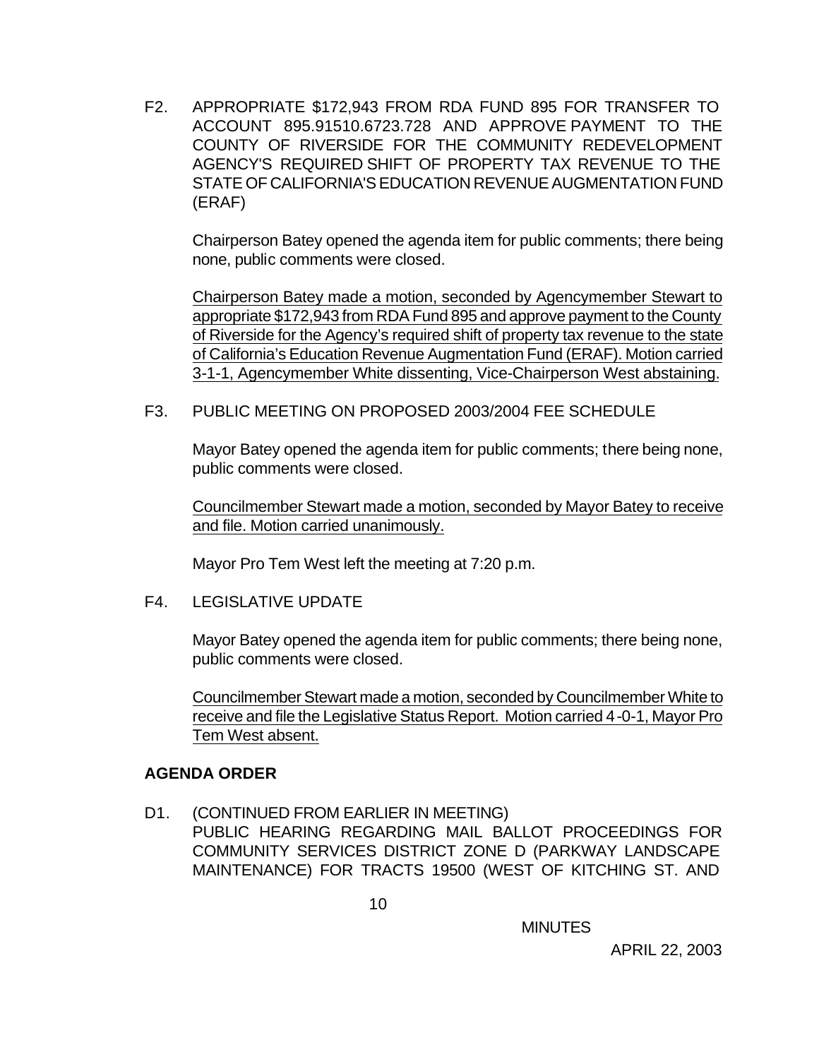F2. APPROPRIATE $172,943 FROM RDA FUND 895 FOR TRANSFER TO ACCOUNT 895.91510.6723.728 AND APPROVE PAYMENT TO THE COUNTY OF RIVERSIDE FOR THE COMMUNITY REDEVELOPMENT AGENCY'S REQUIRED SHIFT OF PROPERTY TAX REVENUE TO THE STATE OF CALIFORNIA'S EDUCATION REVENUE AUGMENTATION FUND (ERAF)

Chairperson Batey opened the agenda item for public comments; there being none, public comments were closed.

Chairperson Batey made a motion, seconded by Agencymember Stewart to appropriate $172,943 from RDA Fund 895 and approve payment to the County of Riverside for the Agency's required shift of property tax revenue to the state of California's Education Revenue Augmentation Fund (ERAF). Motion carried 3-1-1, Agencymember White dissenting, Vice-Chairperson West abstaining.

F3. PUBLIC MEETING ON PROPOSED 2003/2004 FEE SCHEDULE

Mayor Batey opened the agenda item for public comments; there being none, public comments were closed.

Councilmember Stewart made a motion, seconded by Mayor Batey to receive and file. Motion carried unanimously.

Mayor Pro Tem West left the meeting at 7:20 p.m.

F4. LEGISLATIVE UPDATE

Mayor Batey opened the agenda item for public comments; there being none, public comments were closed.

Councilmember Stewart made a motion, seconded by Councilmember White to receive and file the Legislative Status Report. Motion carried 4-0-1, Mayor Pro Tem West absent.

**AGENDA ORDER**

D1. (CONTINUED FROM EARLIER IN MEETING) PUBLIC HEARING REGARDING MAIL BALLOT PROCEEDINGS FOR COMMUNITY SERVICES DISTRICT ZONE D (PARKWAY LANDSCAPE MAINTENANCE) FOR TRACTS 19500 (WEST OF KITCHING ST. AND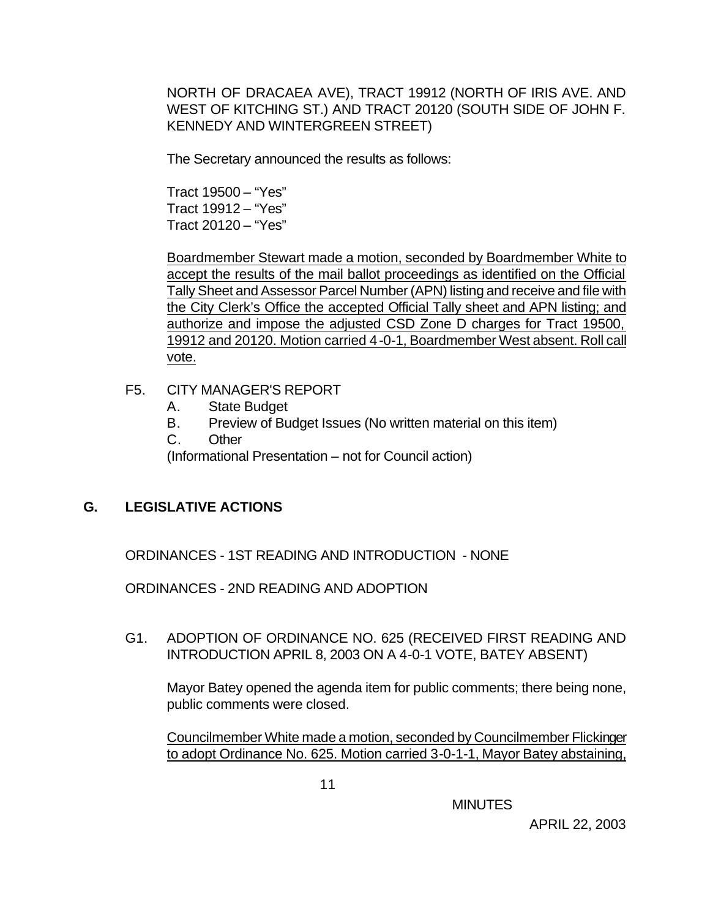NORTH OF DRACAEA AVE), TRACT 19912 (NORTH OF IRIS AVE. AND WEST OF KITCHING ST.) AND TRACT 20120 (SOUTH SIDE OF JOHN F. KENNEDY AND WINTERGREEN STREET)

The Secretary announced the results as follows:

Tract 19500 – "Yes"
Tract 19912 – "Yes"
Tract 20120 – "Yes"

Boardmember Stewart made a motion, seconded by Boardmember White to accept the results of the mail ballot proceedings as identified on the Official Tally Sheet and Assessor Parcel Number (APN) listing and receive and file with the City Clerk's Office the accepted Official Tally sheet and APN listing; and authorize and impose the adjusted CSD Zone D charges for Tract 19500, 19912 and 20120. Motion carried 4-0-1, Boardmember West absent. Roll call vote.

F5. CITY MANAGER'S REPORT
- A. State Budget
- B. Preview of Budget Issues (No written material on this item)
- C. Other

(Informational Presentation – not for Council action)

## G. LEGISLATIVE ACTIONS

ORDINANCES - 1ST READING AND INTRODUCTION - NONE

ORDINANCES - 2ND READING AND ADOPTION

G1. ADOPTION OF ORDINANCE NO. 625 (RECEIVED FIRST READING AND INTRODUCTION APRIL 8, 2003 ON A 4-0-1 VOTE, BATEY ABSENT)

Mayor Batey opened the agenda item for public comments; there being none, public comments were closed.

Councilmember White made a motion, seconded by Councilmember Flickinger to adopt Ordinance No. 625. Motion carried 3-0-1-1, Mayor Batey abstaining,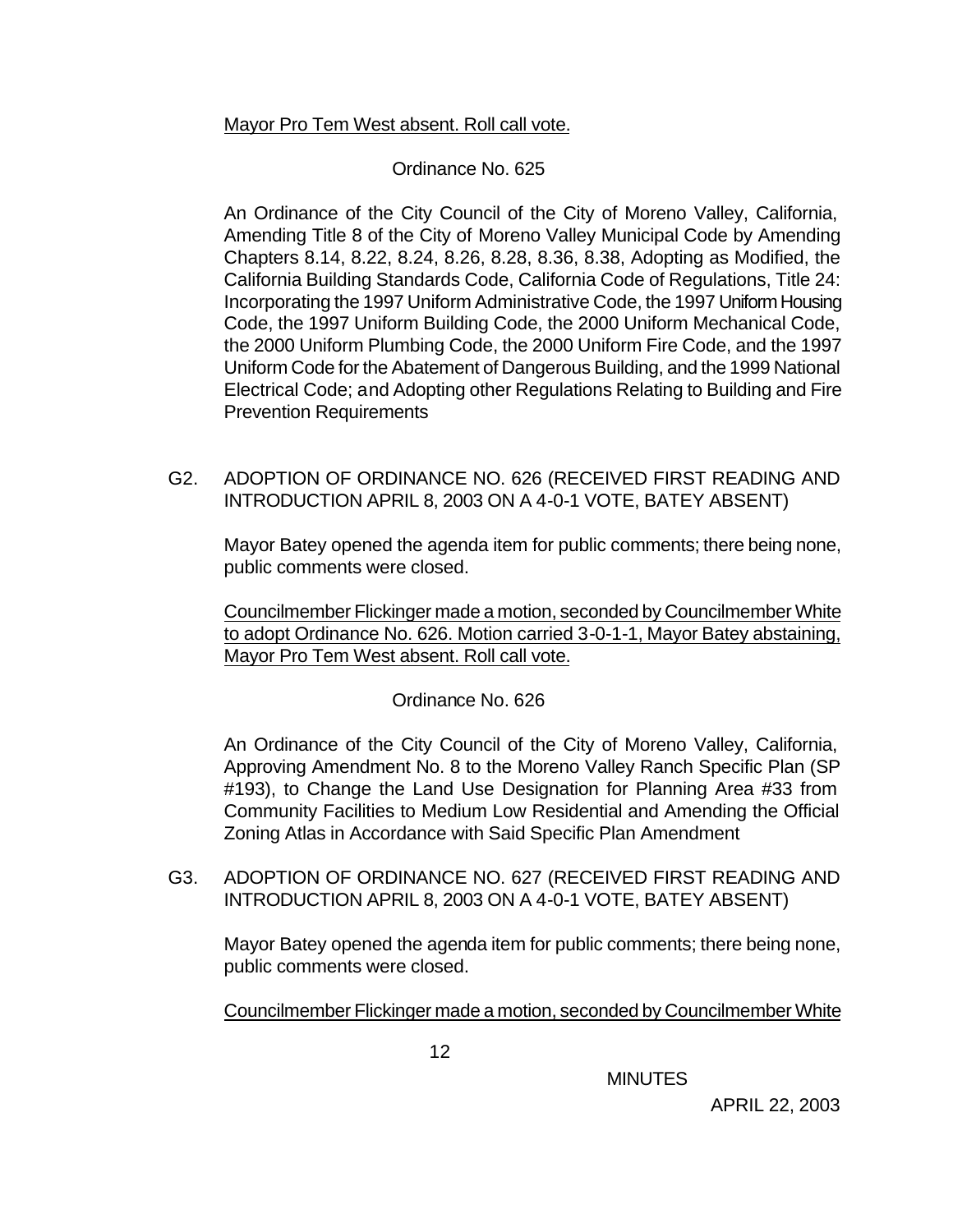Mayor Pro Tem West absent. Roll call vote.

Ordinance No. 625

An Ordinance of the City Council of the City of Moreno Valley, California, Amending Title 8 of the City of Moreno Valley Municipal Code by Amending Chapters 8.14, 8.22, 8.24, 8.26, 8.28, 8.36, 8.38, Adopting as Modified, the California Building Standards Code, California Code of Regulations, Title 24: Incorporating the 1997 Uniform Administrative Code, the 1997 Uniform Housing Code, the 1997 Uniform Building Code, the 2000 Uniform Mechanical Code, the 2000 Uniform Plumbing Code, the 2000 Uniform Fire Code, and the 1997 Uniform Code for the Abatement of Dangerous Building, and the 1999 National Electrical Code; and Adopting other Regulations Relating to Building and Fire Prevention Requirements

G2. ADOPTION OF ORDINANCE NO. 626 (RECEIVED FIRST READING AND INTRODUCTION APRIL 8, 2003 ON A 4-0-1 VOTE, BATEY ABSENT)

Mayor Batey opened the agenda item for public comments; there being none, public comments were closed.

Councilmember Flickinger made a motion, seconded by Councilmember White to adopt Ordinance No. 626. Motion carried 3-0-1-1, Mayor Batey abstaining, Mayor Pro Tem West absent. Roll call vote.

Ordinance No. 626

An Ordinance of the City Council of the City of Moreno Valley, California, Approving Amendment No. 8 to the Moreno Valley Ranch Specific Plan (SP #193), to Change the Land Use Designation for Planning Area #33 from Community Facilities to Medium Low Residential and Amending the Official Zoning Atlas in Accordance with Said Specific Plan Amendment

G3. ADOPTION OF ORDINANCE NO. 627 (RECEIVED FIRST READING AND INTRODUCTION APRIL 8, 2003 ON A 4-0-1 VOTE, BATEY ABSENT)

Mayor Batey opened the agenda item for public comments; there being none, public comments were closed.

Councilmember Flickinger made a motion, seconded by Councilmember White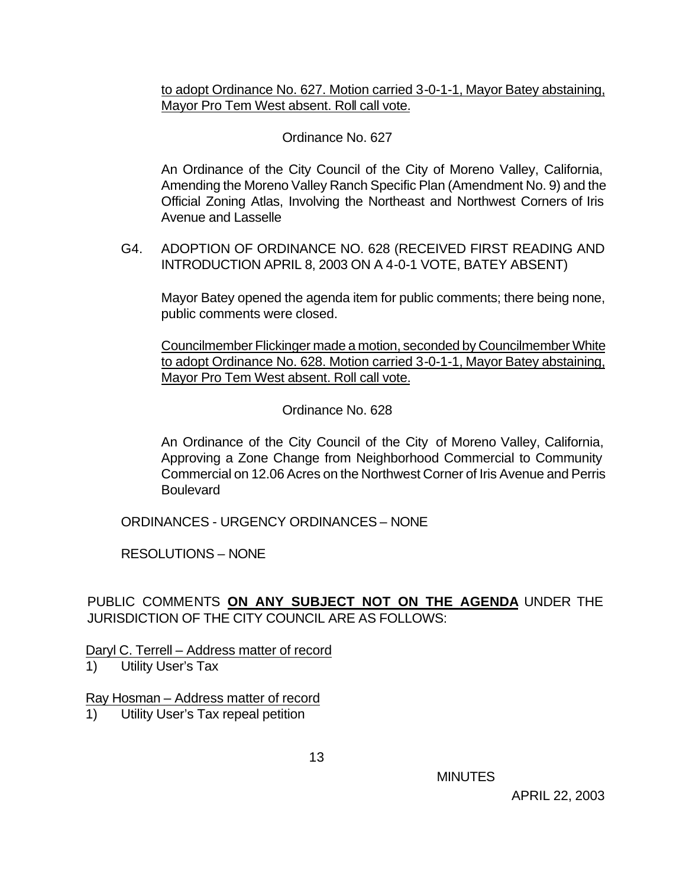to adopt Ordinance No. 627. Motion carried 3-0-1-1, Mayor Batey abstaining, Mayor Pro Tem West absent. Roll call vote.

Ordinance No. 627

An Ordinance of the City Council of the City of Moreno Valley, California, Amending the Moreno Valley Ranch Specific Plan (Amendment No. 9) and the Official Zoning Atlas, Involving the Northeast and Northwest Corners of Iris Avenue and Lasselle

G4. ADOPTION OF ORDINANCE NO. 628 (RECEIVED FIRST READING AND INTRODUCTION APRIL 8, 2003 ON A 4-0-1 VOTE, BATEY ABSENT)

Mayor Batey opened the agenda item for public comments; there being none, public comments were closed.

Councilmember Flickinger made a motion, seconded by Councilmember White to adopt Ordinance No. 628. Motion carried 3-0-1-1, Mayor Batey abstaining, Mayor Pro Tem West absent. Roll call vote.

Ordinance No. 628

An Ordinance of the City Council of the City of Moreno Valley, California, Approving a Zone Change from Neighborhood Commercial to Community Commercial on 12.06 Acres on the Northwest Corner of Iris Avenue and Perris Boulevard

ORDINANCES - URGENCY ORDINANCES – NONE

RESOLUTIONS – NONE

PUBLIC COMMENTS **ON ANY SUBJECT NOT ON THE AGENDA** UNDER THE JURISDICTION OF THE CITY COUNCIL ARE AS FOLLOWS:

Daryl C. Terrell – Address matter of record
1) Utility User's Tax

Ray Hosman – Address matter of record
1) Utility User's Tax repeal petition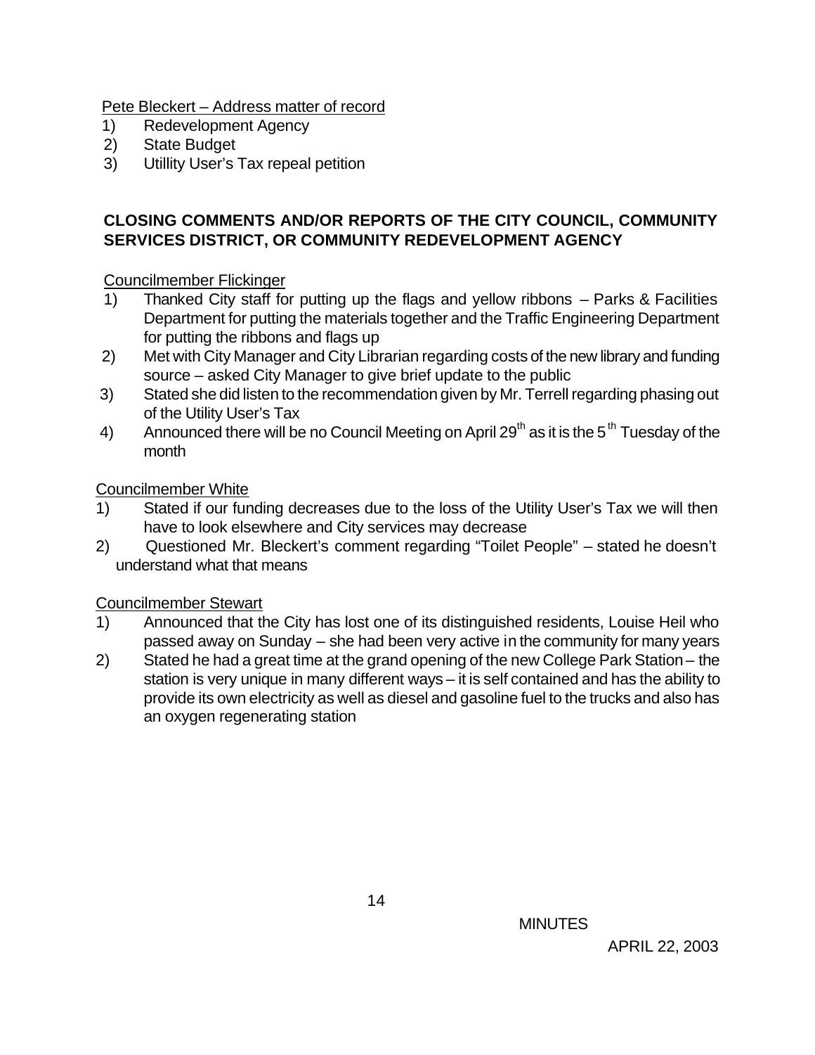Pete Bleckert – Address matter of record

1) Redevelopment Agency
2) State Budget
3) Utillity User's Tax repeal petition

**CLOSING COMMENTS AND/OR REPORTS OF THE CITY COUNCIL, COMMUNITY SERVICES DISTRICT, OR COMMUNITY REDEVELOPMENT AGENCY**

Councilmember Flickinger

1) Thanked City staff for putting up the flags and yellow ribbons – Parks & Facilities Department for putting the materials together and the Traffic Engineering Department for putting the ribbons and flags up
2) Met with City Manager and City Librarian regarding costs of the new library and funding source – asked City Manager to give brief update to the public
3) Stated she did listen to the recommendation given by Mr. Terrell regarding phasing out of the Utility User's Tax
4) Announced there will be no Council Meeting on April 29th as it is the 5th Tuesday of the month

Councilmember White

1) Stated if our funding decreases due to the loss of the Utility User's Tax we will then have to look elsewhere and City services may decrease
2) Questioned Mr. Bleckert's comment regarding "Toilet People" – stated he doesn't understand what that means

Councilmember Stewart

1) Announced that the City has lost one of its distinguished residents, Louise Heil who passed away on Sunday – she had been very active in the community for many years
2) Stated he had a great time at the grand opening of the new College Park Station – the station is very unique in many different ways – it is self contained and has the ability to provide its own electricity as well as diesel and gasoline fuel to the trucks and also has an oxygen regenerating station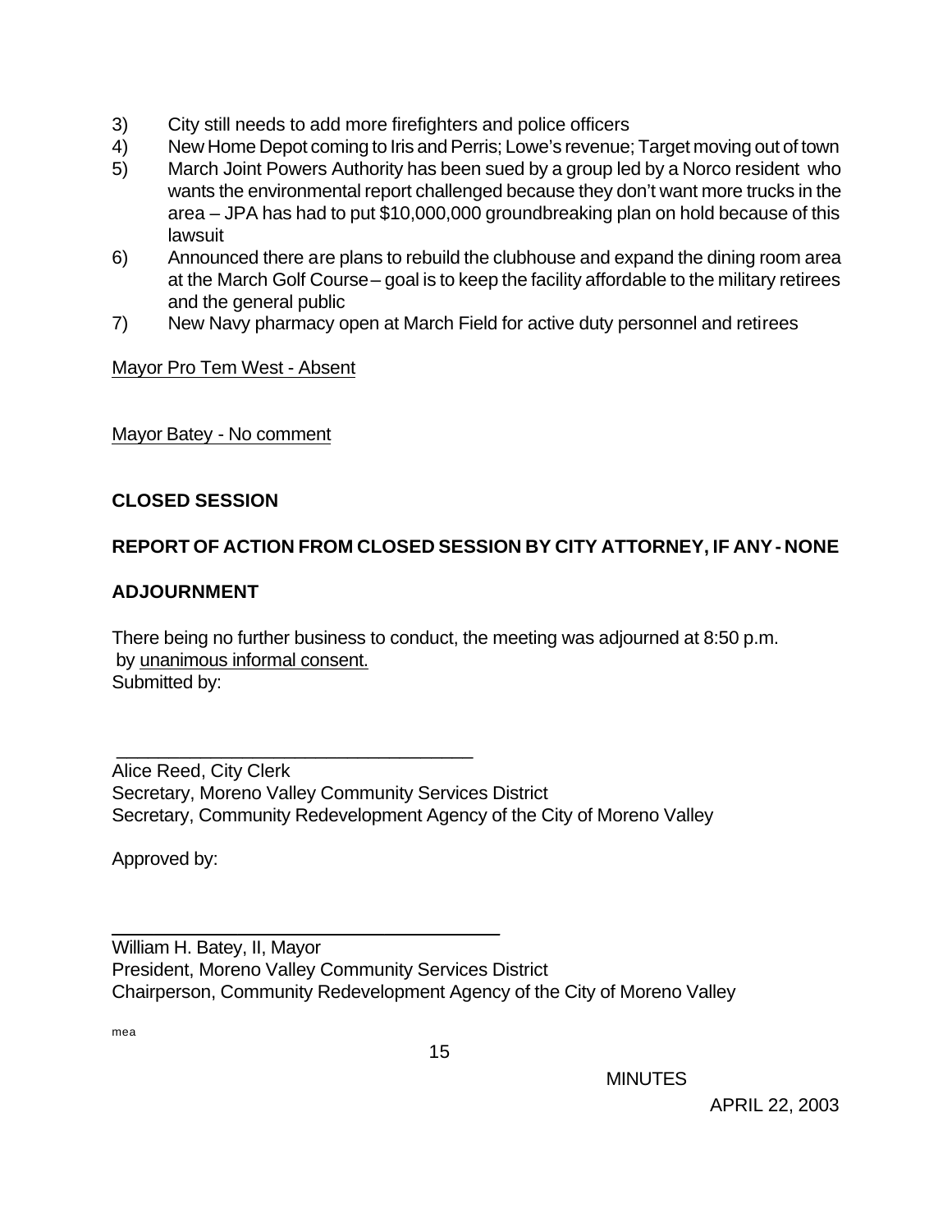3) City still needs to add more firefighters and police officers
4) New Home Depot coming to Iris and Perris; Lowe's revenue; Target moving out of town
5) March Joint Powers Authority has been sued by a group led by a Norco resident who wants the environmental report challenged because they don't want more trucks in the area – JPA has had to put $10,000,000 groundbreaking plan on hold because of this lawsuit
6) Announced there are plans to rebuild the clubhouse and expand the dining room area at the March Golf Course – goal is to keep the facility affordable to the military retirees and the general public
7) New Navy pharmacy open at March Field for active duty personnel and retirees

Mayor Pro Tem West - Absent

Mayor Batey - No comment

**CLOSED SESSION**

**REPORT OF ACTION FROM CLOSED SESSION BY CITY ATTORNEY, IF ANY - NONE**

**ADJOURNMENT**

There being no further business to conduct, the meeting was adjourned at 8:50 p.m. by unanimous informal consent.
Submitted by:

\_\_\_\_\_\_\_\_\_\_\_\_\_\_\_\_\_\_\_\_\_\_\_\_\_\_\_\_\_\_\_\_\_\_\_\_
Alice Reed, City Clerk
Secretary, Moreno Valley Community Services District
Secretary, Community Redevelopment Agency of the City of Moreno Valley

Approved by:

\_\_\_\_\_\_\_\_\_\_\_\_\_\_\_\_\_\_\_\_\_\_\_\_\_\_\_\_\_\_\_\_\_\_\_\_
William H. Batey, II, Mayor
President, Moreno Valley Community Services District
Chairperson, Community Redevelopment Agency of the City of Moreno Valley

mea